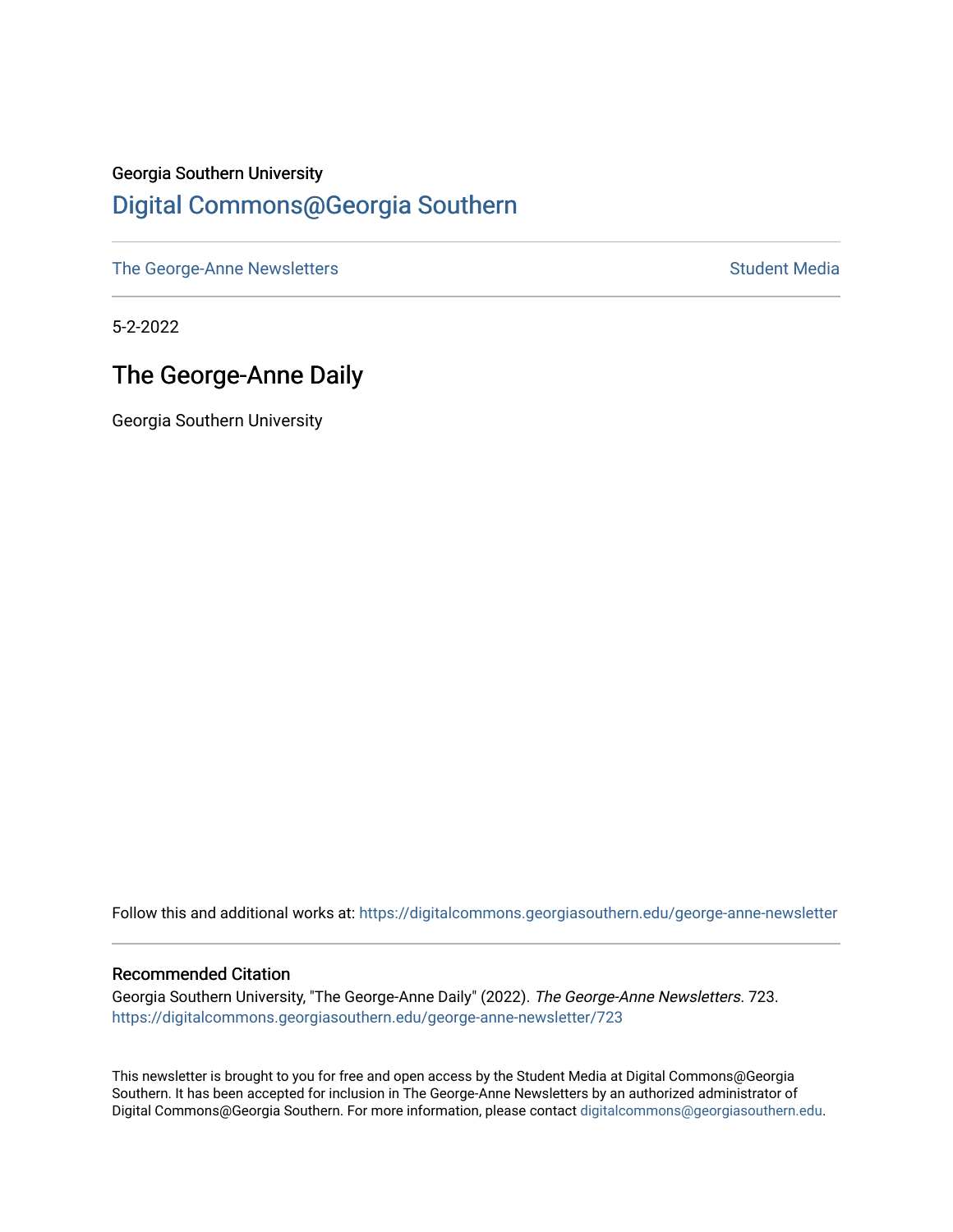Georgia Southern University

# Digital Commons@Georgia Southern

The George-Anne Newsletters | Student Media

5-2-2022

## The George-Anne Daily

Georgia Southern University

Follow this and additional works at: https://digitalcommons.georgiasouthern.edu/george-anne-newsletter

### Recommended Citation

Georgia Southern University, "The George-Anne Daily" (2022). *The George-Anne Newsletters*. 723.
https://digitalcommons.georgiasouthern.edu/george-anne-newsletter/723

This newsletter is brought to you for free and open access by the Student Media at Digital Commons@Georgia Southern. It has been accepted for inclusion in The George-Anne Newsletters by an authorized administrator of Digital Commons@Georgia Southern. For more information, please contact digitalcommons@georgiasouthern.edu.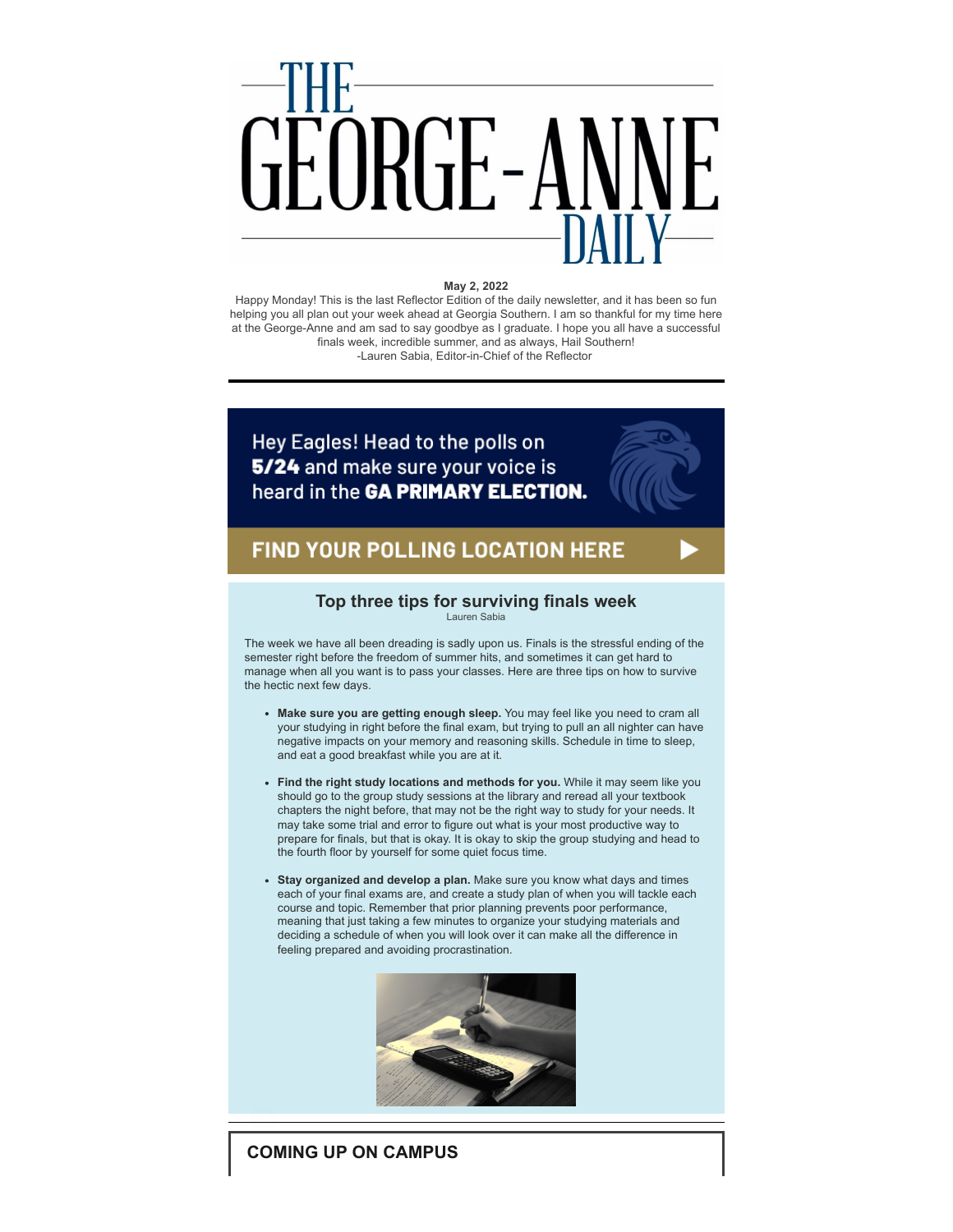# THE GEORGE-ANNE DAILY

**May 2, 2022**

Happy Monday! This is the last Reflector Edition of the daily newsletter, and it has been so fun helping you all plan out your week ahead at Georgia Southern. I am so thankful for my time here at the George-Anne and am sad to say goodbye as I graduate. I hope you all have a successful finals week, incredible summer, and as always, Hail Southern!
-Lauren Sabia, Editor-in-Chief of the Reflector

---

Hey Eagles! Head to the polls on **5/24** and make sure your voice is heard in the **GA PRIMARY ELECTION.**

**FIND YOUR POLLING LOCATION HERE**

## Top three tips for surviving finals week

Lauren Sabia

The week we have all been dreading is sadly upon us. Finals is the stressful ending of the semester right before the freedom of summer hits, and sometimes it can get hard to manage when all you want is to pass your classes. Here are three tips on how to survive the hectic next few days.

- **Make sure you are getting enough sleep.** You may feel like you need to cram all your studying in right before the final exam, but trying to pull an all nighter can have negative impacts on your memory and reasoning skills. Schedule in time to sleep, and eat a good breakfast while you are at it.
- **Find the right study locations and methods for you.** While it may seem like you should go to the group study sessions at the library and reread all your textbook chapters the night before, that may not be the right way to study for your needs. It may take some trial and error to figure out what is your most productive way to prepare for finals, but that is okay. It is okay to skip the group studying and head to the fourth floor by yourself for some quiet focus time.
- **Stay organized and develop a plan.** Make sure you know what days and times each of your final exams are, and create a study plan of when you will tackle each course and topic. Remember that prior planning prevents poor performance, meaning that just taking a few minutes to organize your studying materials and deciding a schedule of when you will look over it can make all the difference in feeling prepared and avoiding procrastination.

## COMING UP ON CAMPUS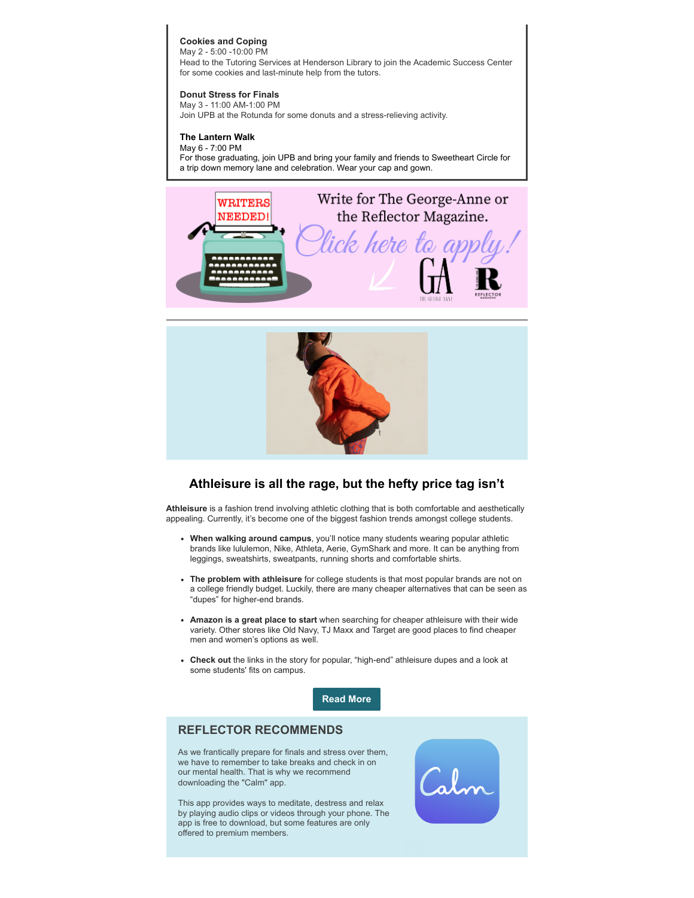**Cookies and Coping**
May 2 - 5:00 -10:00 PM
Head to the Tutoring Services at Henderson Library to join the Academic Success Center for some cookies and last-minute help from the tutors.

**Donut Stress for Finals**
May 3 - 11:00 AM-1:00 PM
Join UPB at the Rotunda for some donuts and a stress-relieving activity.

**The Lantern Walk**
May 6 - 7:00 PM
For those graduating, join UPB and bring your family and friends to Sweetheart Circle for a trip down memory lane and celebration. Wear your cap and gown.

WRITERS NEEDED!

Write for The George-Anne or the Reflector Magazine. Click here to apply!

---

## Athleisure is all the rage, but the hefty price tag isn't

**Athleisure** is a fashion trend involving athletic clothing that is both comfortable and aesthetically appealing. Currently, it's become one of the biggest fashion trends amongst college students.

- **When walking around campus**, you'll notice many students wearing popular athletic brands like lululemon, Nike, Athleta, Aerie, GymShark and more. It can be anything from leggings, sweatshirts, sweatpants, running shorts and comfortable shirts.
- **The problem with athleisure** for college students is that most popular brands are not on a college friendly budget. Luckily, there are many cheaper alternatives that can be seen as "dupes" for higher-end brands.
- **Amazon is a great place to start** when searching for cheaper athleisure with their wide variety. Other stores like Old Navy, TJ Maxx and Target are good places to find cheaper men and women's options as well.
- **Check out** the links in the story for popular, "high-end" athleisure dupes and a look at some students' fits on campus.

**Read More**

## REFLECTOR RECOMMENDS

As we frantically prepare for finals and stress over them, we have to remember to take breaks and check in on our mental health. That is why we recommend downloading the "Calm" app.

This app provides ways to meditate, destress and relax by playing audio clips or videos through your phone. The app is free to download, but some features are only offered to premium members.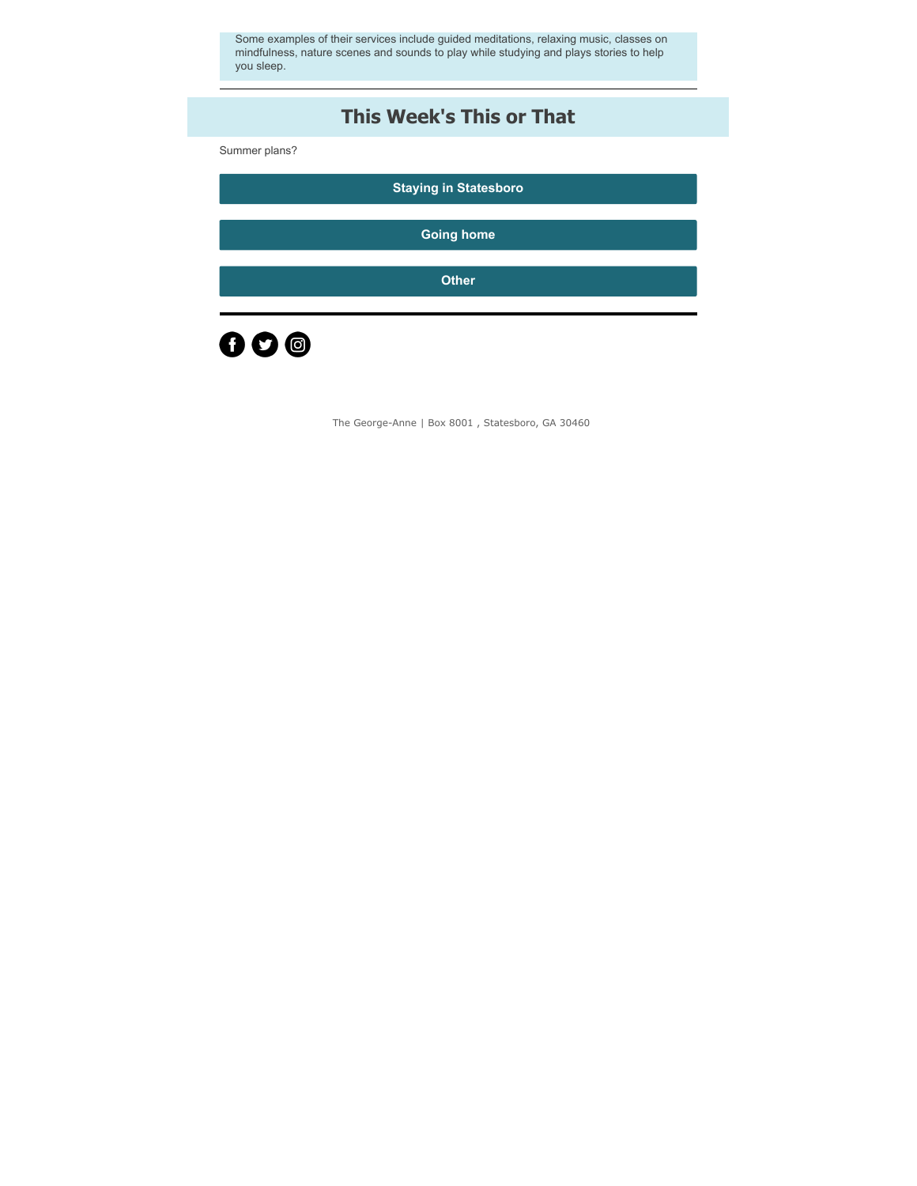Some examples of their services include guided meditations, relaxing music, classes on mindfulness, nature scenes and sounds to play while studying and plays stories to help you sleep.

---

## This Week's This or That

Summer plans?

**Staying in Statesboro**

**Going home**

**Other**

---

The George-Anne | Box 8001 , Statesboro, GA 30460